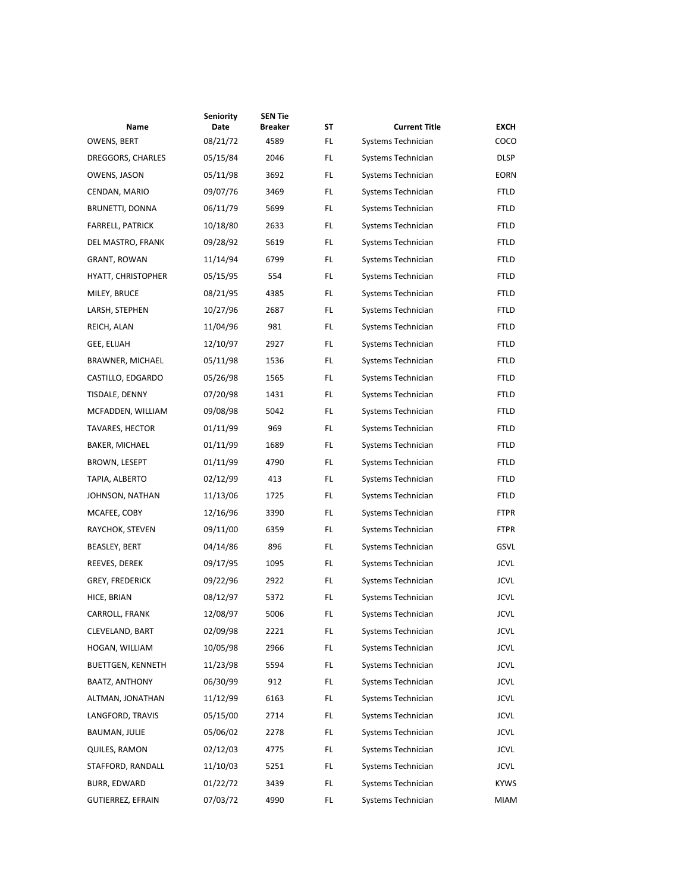| Name | Seniority Date | SEN Tie Breaker | ST | Current Title | EXCH |
|---|---|---|---|---|---|
| OWENS, BERT | 08/21/72 | 4589 | FL | Systems Technician | COCO |
| DREGGORS, CHARLES | 05/15/84 | 2046 | FL | Systems Technician | DLSP |
| OWENS, JASON | 05/11/98 | 3692 | FL | Systems Technician | EORN |
| CENDAN, MARIO | 09/07/76 | 3469 | FL | Systems Technician | FTLD |
| BRUNETTI, DONNA | 06/11/79 | 5699 | FL | Systems Technician | FTLD |
| FARRELL, PATRICK | 10/18/80 | 2633 | FL | Systems Technician | FTLD |
| DEL MASTRO, FRANK | 09/28/92 | 5619 | FL | Systems Technician | FTLD |
| GRANT, ROWAN | 11/14/94 | 6799 | FL | Systems Technician | FTLD |
| HYATT, CHRISTOPHER | 05/15/95 | 554 | FL | Systems Technician | FTLD |
| MILEY, BRUCE | 08/21/95 | 4385 | FL | Systems Technician | FTLD |
| LARSH, STEPHEN | 10/27/96 | 2687 | FL | Systems Technician | FTLD |
| REICH, ALAN | 11/04/96 | 981 | FL | Systems Technician | FTLD |
| GEE, ELIJAH | 12/10/97 | 2927 | FL | Systems Technician | FTLD |
| BRAWNER, MICHAEL | 05/11/98 | 1536 | FL | Systems Technician | FTLD |
| CASTILLO, EDGARDO | 05/26/98 | 1565 | FL | Systems Technician | FTLD |
| TISDALE, DENNY | 07/20/98 | 1431 | FL | Systems Technician | FTLD |
| MCFADDEN, WILLIAM | 09/08/98 | 5042 | FL | Systems Technician | FTLD |
| TAVARES, HECTOR | 01/11/99 | 969 | FL | Systems Technician | FTLD |
| BAKER, MICHAEL | 01/11/99 | 1689 | FL | Systems Technician | FTLD |
| BROWN, LESEPT | 01/11/99 | 4790 | FL | Systems Technician | FTLD |
| TAPIA, ALBERTO | 02/12/99 | 413 | FL | Systems Technician | FTLD |
| JOHNSON, NATHAN | 11/13/06 | 1725 | FL | Systems Technician | FTLD |
| MCAFEE, COBY | 12/16/96 | 3390 | FL | Systems Technician | FTPR |
| RAYCHOK, STEVEN | 09/11/00 | 6359 | FL | Systems Technician | FTPR |
| BEASLEY, BERT | 04/14/86 | 896 | FL | Systems Technician | GSVL |
| REEVES, DEREK | 09/17/95 | 1095 | FL | Systems Technician | JCVL |
| GREY, FREDERICK | 09/22/96 | 2922 | FL | Systems Technician | JCVL |
| HICE, BRIAN | 08/12/97 | 5372 | FL | Systems Technician | JCVL |
| CARROLL, FRANK | 12/08/97 | 5006 | FL | Systems Technician | JCVL |
| CLEVELAND, BART | 02/09/98 | 2221 | FL | Systems Technician | JCVL |
| HOGAN, WILLIAM | 10/05/98 | 2966 | FL | Systems Technician | JCVL |
| BUETTGEN, KENNETH | 11/23/98 | 5594 | FL | Systems Technician | JCVL |
| BAATZ, ANTHONY | 06/30/99 | 912 | FL | Systems Technician | JCVL |
| ALTMAN, JONATHAN | 11/12/99 | 6163 | FL | Systems Technician | JCVL |
| LANGFORD, TRAVIS | 05/15/00 | 2714 | FL | Systems Technician | JCVL |
| BAUMAN, JULIE | 05/06/02 | 2278 | FL | Systems Technician | JCVL |
| QUILES, RAMON | 02/12/03 | 4775 | FL | Systems Technician | JCVL |
| STAFFORD, RANDALL | 11/10/03 | 5251 | FL | Systems Technician | JCVL |
| BURR, EDWARD | 01/22/72 | 3439 | FL | Systems Technician | KYWS |
| GUTIERREZ, EFRAIN | 07/03/72 | 4990 | FL | Systems Technician | MIAM |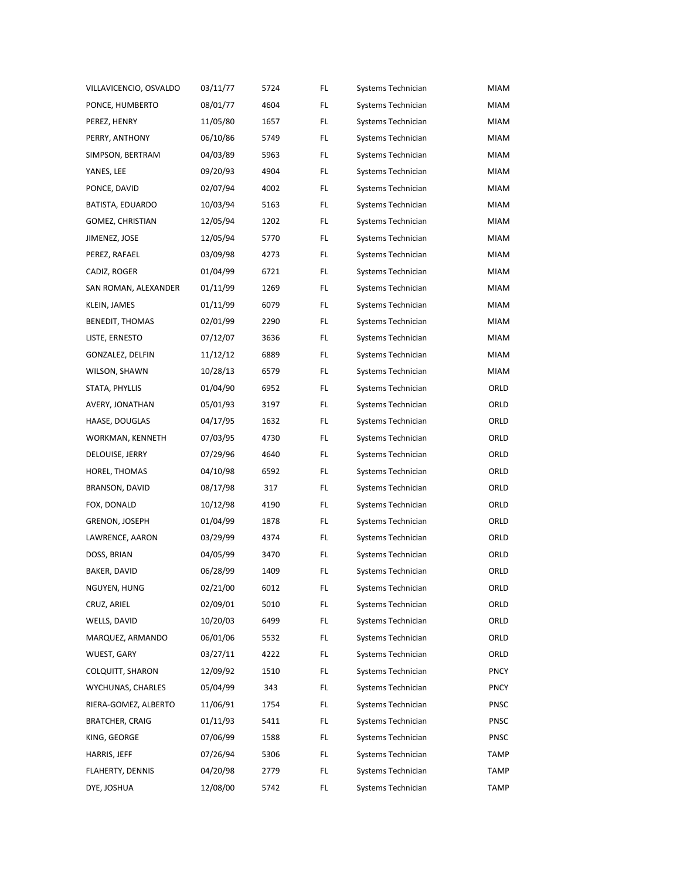| | | | | | |
|---|---|---|---|---|---|
| VILLAVICENCIO, OSVALDO | 03/11/77 | 5724 | FL | Systems Technician | MIAM |
| PONCE, HUMBERTO | 08/01/77 | 4604 | FL | Systems Technician | MIAM |
| PEREZ, HENRY | 11/05/80 | 1657 | FL | Systems Technician | MIAM |
| PERRY, ANTHONY | 06/10/86 | 5749 | FL | Systems Technician | MIAM |
| SIMPSON, BERTRAM | 04/03/89 | 5963 | FL | Systems Technician | MIAM |
| YANES, LEE | 09/20/93 | 4904 | FL | Systems Technician | MIAM |
| PONCE, DAVID | 02/07/94 | 4002 | FL | Systems Technician | MIAM |
| BATISTA, EDUARDO | 10/03/94 | 5163 | FL | Systems Technician | MIAM |
| GOMEZ, CHRISTIAN | 12/05/94 | 1202 | FL | Systems Technician | MIAM |
| JIMENEZ, JOSE | 12/05/94 | 5770 | FL | Systems Technician | MIAM |
| PEREZ, RAFAEL | 03/09/98 | 4273 | FL | Systems Technician | MIAM |
| CADIZ, ROGER | 01/04/99 | 6721 | FL | Systems Technician | MIAM |
| SAN ROMAN, ALEXANDER | 01/11/99 | 1269 | FL | Systems Technician | MIAM |
| KLEIN, JAMES | 01/11/99 | 6079 | FL | Systems Technician | MIAM |
| BENEDIT, THOMAS | 02/01/99 | 2290 | FL | Systems Technician | MIAM |
| LISTE, ERNESTO | 07/12/07 | 3636 | FL | Systems Technician | MIAM |
| GONZALEZ, DELFIN | 11/12/12 | 6889 | FL | Systems Technician | MIAM |
| WILSON, SHAWN | 10/28/13 | 6579 | FL | Systems Technician | MIAM |
| STATA, PHYLLIS | 01/04/90 | 6952 | FL | Systems Technician | ORLD |
| AVERY, JONATHAN | 05/01/93 | 3197 | FL | Systems Technician | ORLD |
| HAASE, DOUGLAS | 04/17/95 | 1632 | FL | Systems Technician | ORLD |
| WORKMAN, KENNETH | 07/03/95 | 4730 | FL | Systems Technician | ORLD |
| DELOUISE, JERRY | 07/29/96 | 4640 | FL | Systems Technician | ORLD |
| HOREL, THOMAS | 04/10/98 | 6592 | FL | Systems Technician | ORLD |
| BRANSON, DAVID | 08/17/98 | 317 | FL | Systems Technician | ORLD |
| FOX, DONALD | 10/12/98 | 4190 | FL | Systems Technician | ORLD |
| GRENON, JOSEPH | 01/04/99 | 1878 | FL | Systems Technician | ORLD |
| LAWRENCE, AARON | 03/29/99 | 4374 | FL | Systems Technician | ORLD |
| DOSS, BRIAN | 04/05/99 | 3470 | FL | Systems Technician | ORLD |
| BAKER, DAVID | 06/28/99 | 1409 | FL | Systems Technician | ORLD |
| NGUYEN, HUNG | 02/21/00 | 6012 | FL | Systems Technician | ORLD |
| CRUZ, ARIEL | 02/09/01 | 5010 | FL | Systems Technician | ORLD |
| WELLS, DAVID | 10/20/03 | 6499 | FL | Systems Technician | ORLD |
| MARQUEZ, ARMANDO | 06/01/06 | 5532 | FL | Systems Technician | ORLD |
| WUEST, GARY | 03/27/11 | 4222 | FL | Systems Technician | ORLD |
| COLQUITT, SHARON | 12/09/92 | 1510 | FL | Systems Technician | PNCY |
| WYCHUNAS, CHARLES | 05/04/99 | 343 | FL | Systems Technician | PNCY |
| RIERA-GOMEZ, ALBERTO | 11/06/91 | 1754 | FL | Systems Technician | PNSC |
| BRATCHER, CRAIG | 01/11/93 | 5411 | FL | Systems Technician | PNSC |
| KING, GEORGE | 07/06/99 | 1588 | FL | Systems Technician | PNSC |
| HARRIS, JEFF | 07/26/94 | 5306 | FL | Systems Technician | TAMP |
| FLAHERTY, DENNIS | 04/20/98 | 2779 | FL | Systems Technician | TAMP |
| DYE, JOSHUA | 12/08/00 | 5742 | FL | Systems Technician | TAMP |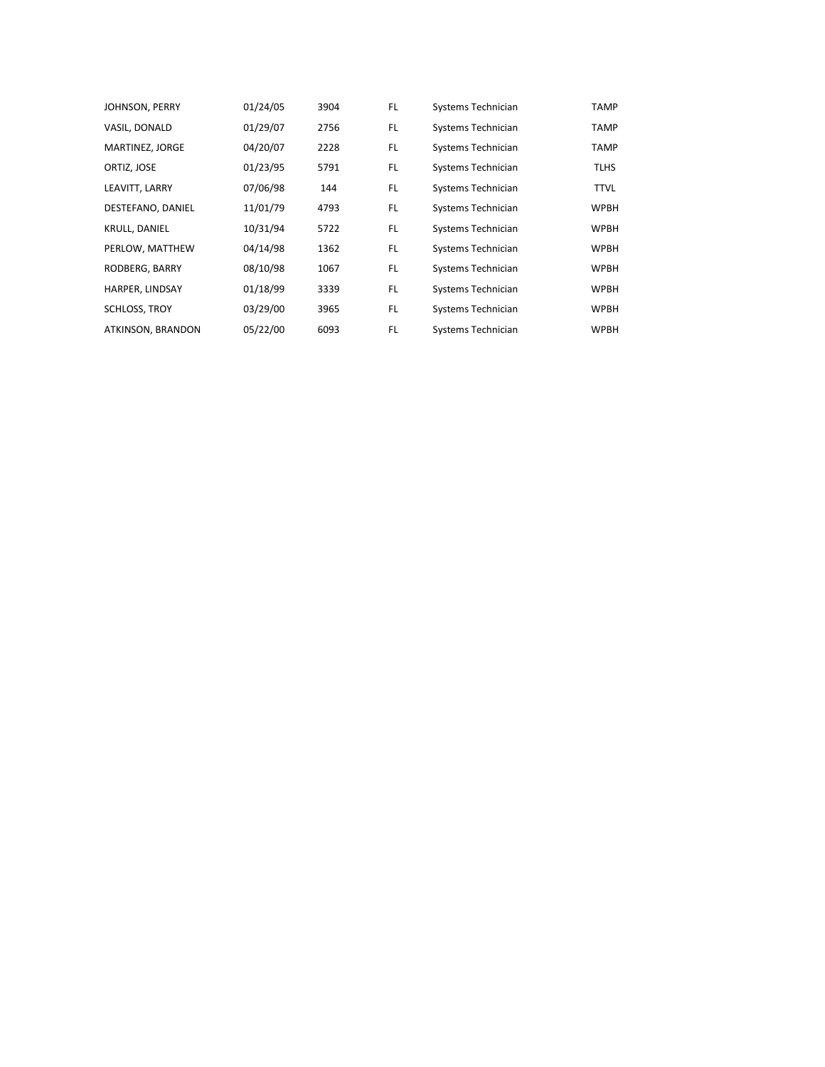| | | | | | |
|---|---|---|---|---|---|
| JOHNSON, PERRY | 01/24/05 | 3904 | FL | Systems Technician | TAMP |
| VASIL, DONALD | 01/29/07 | 2756 | FL | Systems Technician | TAMP |
| MARTINEZ, JORGE | 04/20/07 | 2228 | FL | Systems Technician | TAMP |
| ORTIZ, JOSE | 01/23/95 | 5791 | FL | Systems Technician | TLHS |
| LEAVITT, LARRY | 07/06/98 | 144 | FL | Systems Technician | TTVL |
| DESTEFANO, DANIEL | 11/01/79 | 4793 | FL | Systems Technician | WPBH |
| KRULL, DANIEL | 10/31/94 | 5722 | FL | Systems Technician | WPBH |
| PERLOW, MATTHEW | 04/14/98 | 1362 | FL | Systems Technician | WPBH |
| RODBERG, BARRY | 08/10/98 | 1067 | FL | Systems Technician | WPBH |
| HARPER, LINDSAY | 01/18/99 | 3339 | FL | Systems Technician | WPBH |
| SCHLOSS, TROY | 03/29/00 | 3965 | FL | Systems Technician | WPBH |
| ATKINSON, BRANDON | 05/22/00 | 6093 | FL | Systems Technician | WPBH |